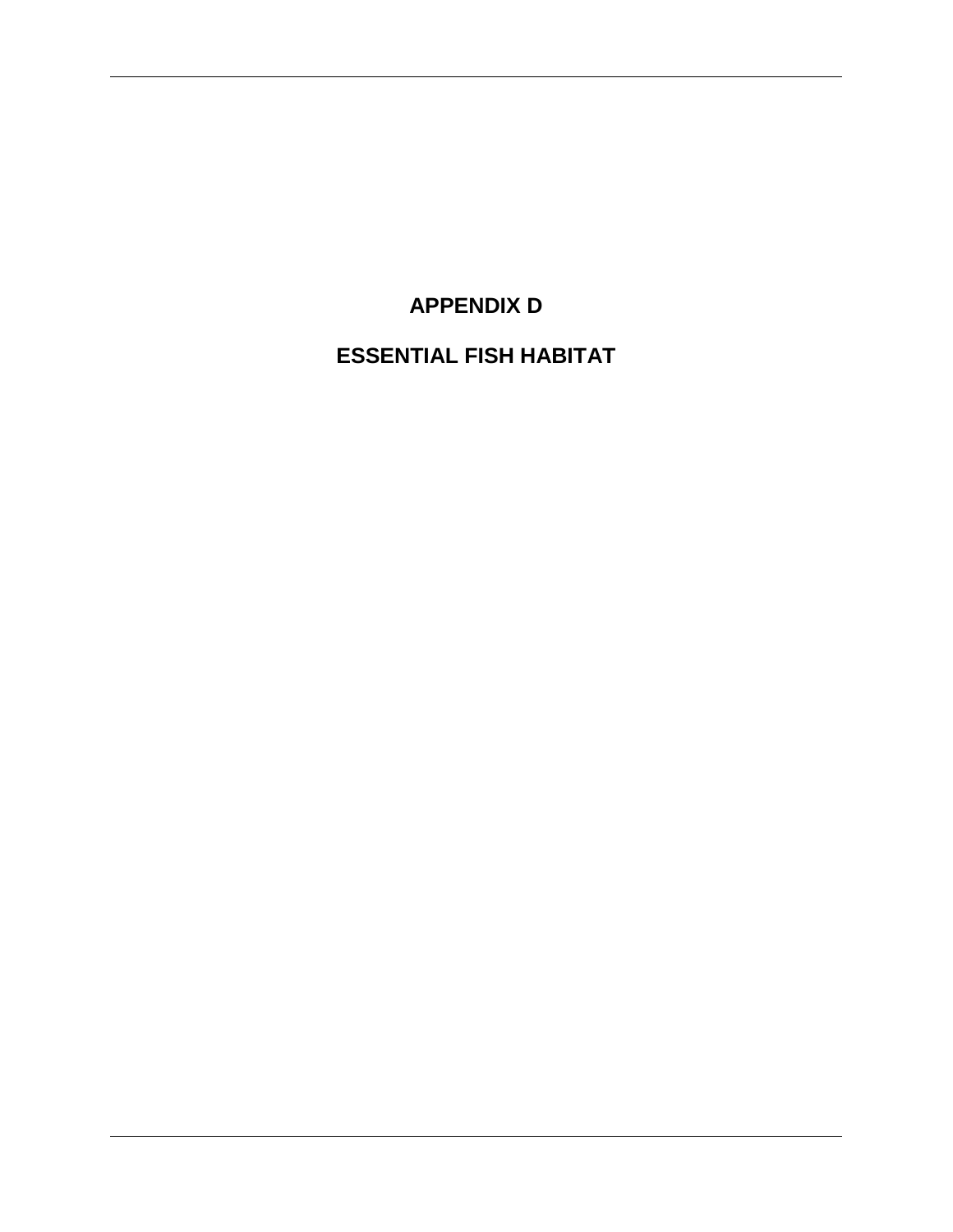# APPENDIX D

# ESSENTIAL FISH HABITAT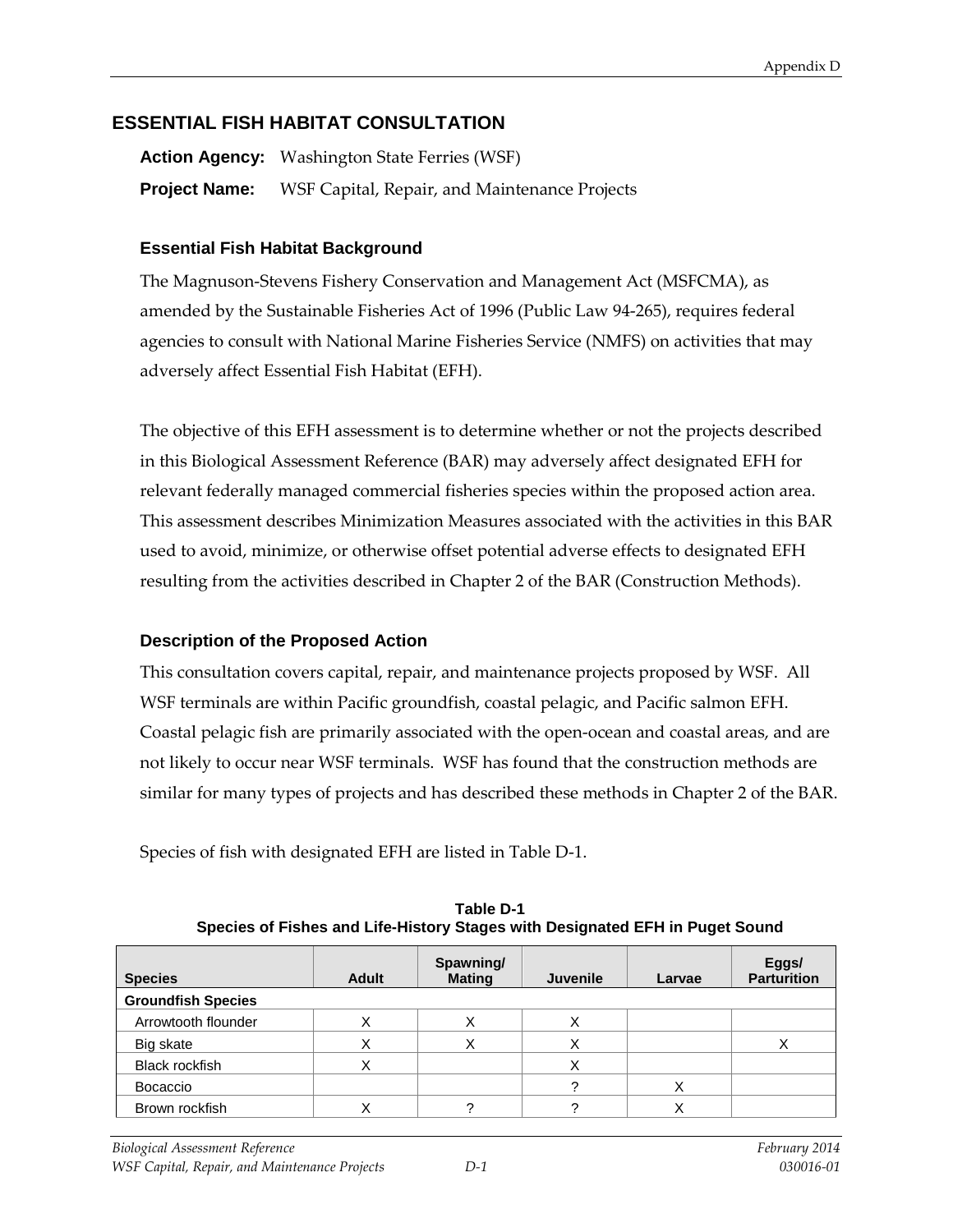## ESSENTIAL FISH HABITAT CONSULTATION

**Action Agency:** Washington State Ferries (WSF)

**Project Name:** WSF Capital, Repair, and Maintenance Projects

### Essential Fish Habitat Background

The Magnuson-Stevens Fishery Conservation and Management Act (MSFCMA), as amended by the Sustainable Fisheries Act of 1996 (Public Law 94-265), requires federal agencies to consult with National Marine Fisheries Service (NMFS) on activities that may adversely affect Essential Fish Habitat (EFH).

The objective of this EFH assessment is to determine whether or not the projects described in this Biological Assessment Reference (BAR) may adversely affect designated EFH for relevant federally managed commercial fisheries species within the proposed action area. This assessment describes Minimization Measures associated with the activities in this BAR used to avoid, minimize, or otherwise offset potential adverse effects to designated EFH resulting from the activities described in Chapter 2 of the BAR (Construction Methods).

### Description of the Proposed Action

This consultation covers capital, repair, and maintenance projects proposed by WSF. All WSF terminals are within Pacific groundfish, coastal pelagic, and Pacific salmon EFH. Coastal pelagic fish are primarily associated with the open-ocean and coastal areas, and are not likely to occur near WSF terminals. WSF has found that the construction methods are similar for many types of projects and has described these methods in Chapter 2 of the BAR.

Species of fish with designated EFH are listed in Table D-1.

**Table D-1**
**Species of Fishes and Life-History Stages with Designated EFH in Puget Sound**

| Species | Adult | Spawning/ Mating | Juvenile | Larvae | Eggs/ Parturition |
|---|---|---|---|---|---|
| **Groundfish Species** | | | | | |
| Arrowtooth flounder | X | X | X | | |
| Big skate | X | X | X | | X |
| Black rockfish | X | | X | | |
| Bocaccio | | | ? | X | |
| Brown rockfish | X | ? | ? | X | |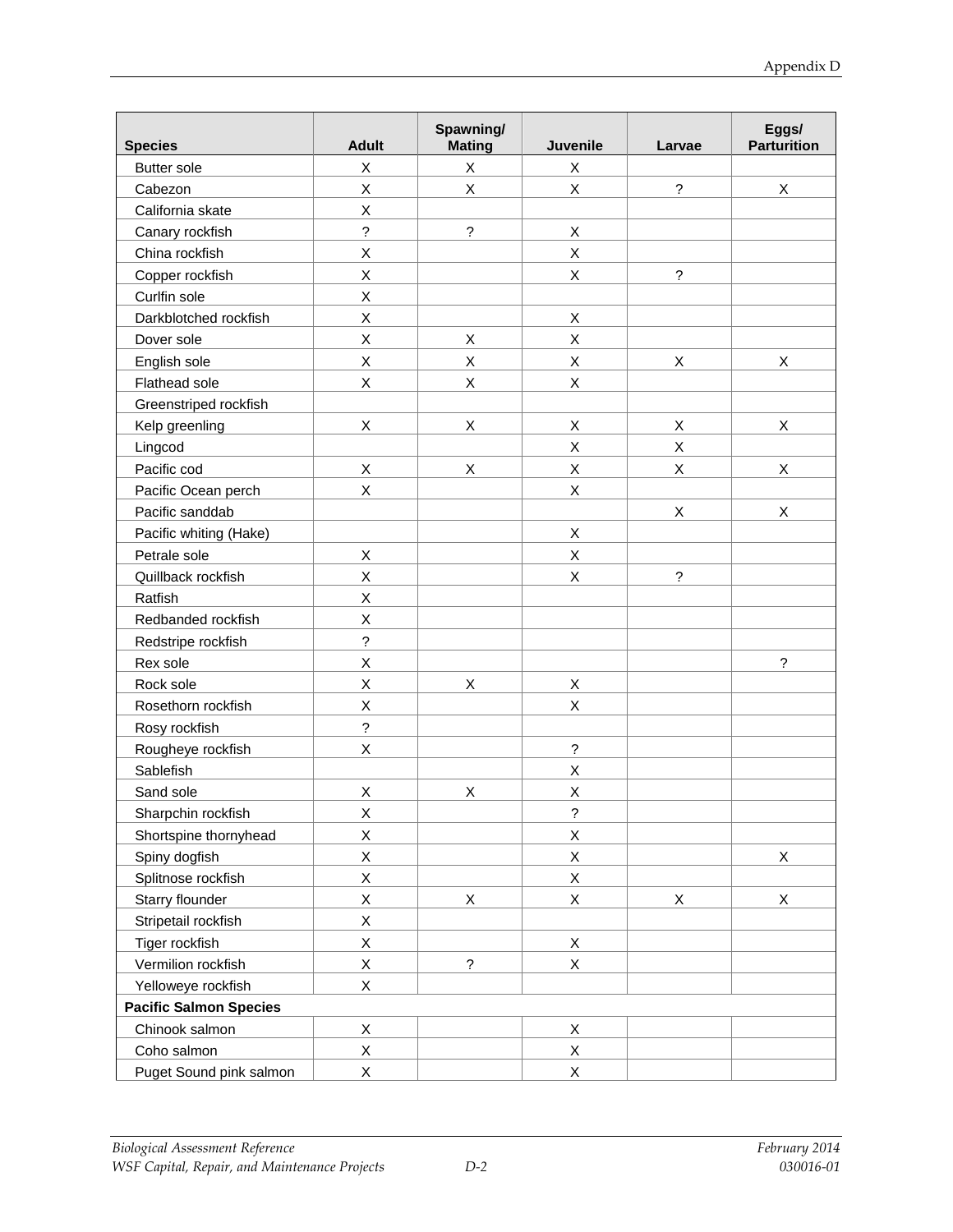| Species | Adult | Spawning/ Mating | Juvenile | Larvae | Eggs/ Parturition |
|---|---|---|---|---|---|
| Butter sole | X | X | X | | |
| Cabezon | X | X | X | ? | X |
| California skate | X | | | | |
| Canary rockfish | ? | ? | X | | |
| China rockfish | X | | X | | |
| Copper rockfish | X | | X | ? | |
| Curlfin sole | X | | | | |
| Darkblotched rockfish | X | | X | | |
| Dover sole | X | X | X | | |
| English sole | X | X | X | X | X |
| Flathead sole | X | X | X | | |
| Greenstriped rockfish | | | | | |
| Kelp greenling | X | X | X | X | X |
| Lingcod | | | X | X | |
| Pacific cod | X | X | X | X | X |
| Pacific Ocean perch | X | | X | | |
| Pacific sanddab | | | | X | X |
| Pacific whiting (Hake) | | | X | | |
| Petrale sole | X | | X | | |
| Quillback rockfish | X | | X | ? | |
| Ratfish | X | | | | |
| Redbanded rockfish | X | | | | |
| Redstripe rockfish | ? | | | | |
| Rex sole | X | | | | ? |
| Rock sole | X | X | X | | |
| Rosethorn rockfish | X | | X | | |
| Rosy rockfish | ? | | | | |
| Rougheye rockfish | X | | ? | | |
| Sablefish | | | X | | |
| Sand sole | X | X | X | | |
| Sharpchin rockfish | X | | ? | | |
| Shortspine thornyhead | X | | X | | |
| Spiny dogfish | X | | X | | X |
| Splitnose rockfish | X | | X | | |
| Starry flounder | X | X | X | X | X |
| Stripetail rockfish | X | | | | |
| Tiger rockfish | X | | X | | |
| Vermilion rockfish | X | ? | X | | |
| Yelloweye rockfish | X | | | | |
| **Pacific Salmon Species** | | | | | |
| Chinook salmon | X | | X | | |
| Coho salmon | X | | X | | |
| Puget Sound pink salmon | X | | X | | |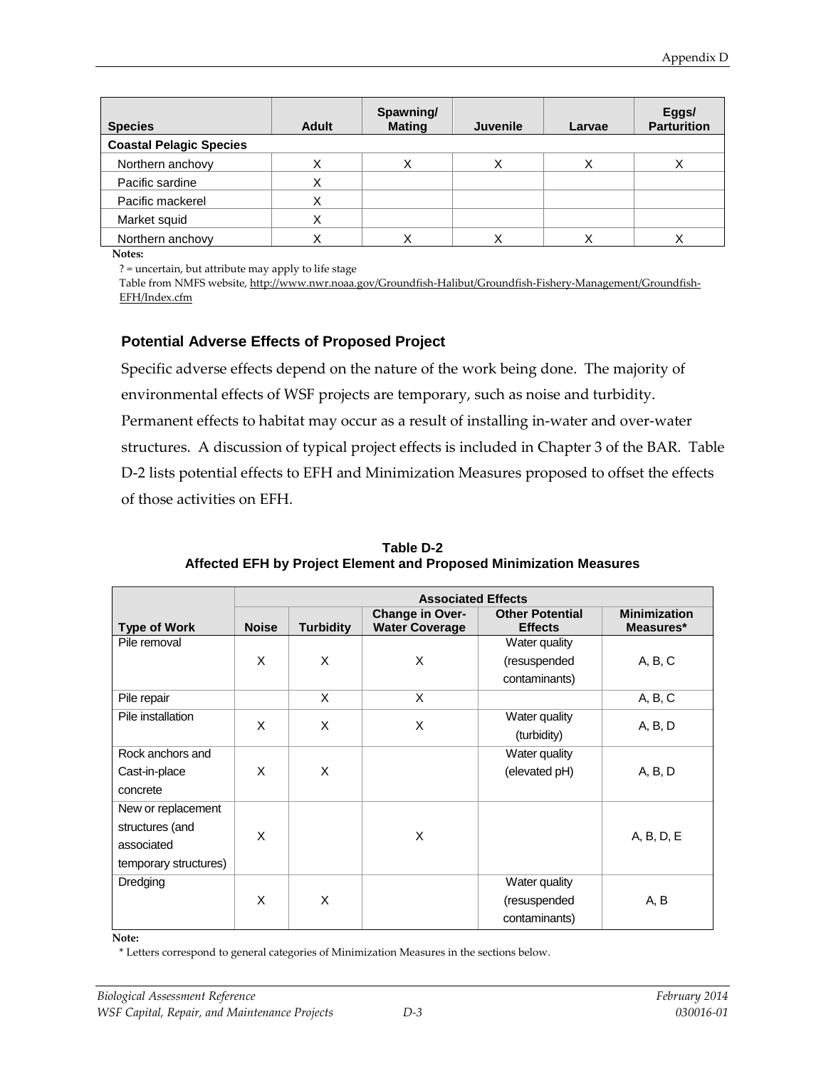| Species | Adult | Spawning/ Mating | Juvenile | Larvae | Eggs/ Parturition |
|---|---|---|---|---|---|
| **Coastal Pelagic Species** | | | | | |
| Northern anchovy | X | X | X | X | X |
| Pacific sardine | X | | | | |
| Pacific mackerel | X | | | | |
| Market squid | X | | | | |
| Northern anchovy | X | X | X | X | X |

**Notes:**

? = uncertain, but attribute may apply to life stage

Table from NMFS website, http://www.nwr.noaa.gov/Groundfish-Halibut/Groundfish-Fishery-Management/Groundfish-EFH/Index.cfm

### Potential Adverse Effects of Proposed Project

Specific adverse effects depend on the nature of the work being done. The majority of environmental effects of WSF projects are temporary, such as noise and turbidity. Permanent effects to habitat may occur as a result of installing in-water and over-water structures. A discussion of typical project effects is included in Chapter 3 of the BAR. Table D-2 lists potential effects to EFH and Minimization Measures proposed to offset the effects of those activities on EFH.

**Table D-2**
**Affected EFH by Project Element and Proposed Minimization Measures**

| | Associated Effects | | | | |
|---|---|---|---|---|---|
| **Type of Work** | **Noise** | **Turbidity** | **Change in Over-Water Coverage** | **Other Potential Effects** | **Minimization Measures*** |
| Pile removal | X | X | X | Water quality (resuspended contaminants) | A, B, C |
| Pile repair | | X | X | | A, B, C |
| Pile installation | X | X | X | Water quality (turbidity) | A, B, D |
| Rock anchors and Cast-in-place concrete | X | X | | Water quality (elevated pH) | A, B, D |
| New or replacement structures (and associated temporary structures) | X | | X | | A, B, D, E |
| Dredging | X | X | | Water quality (resuspended contaminants) | A, B |

**Note:**

* Letters correspond to general categories of Minimization Measures in the sections below.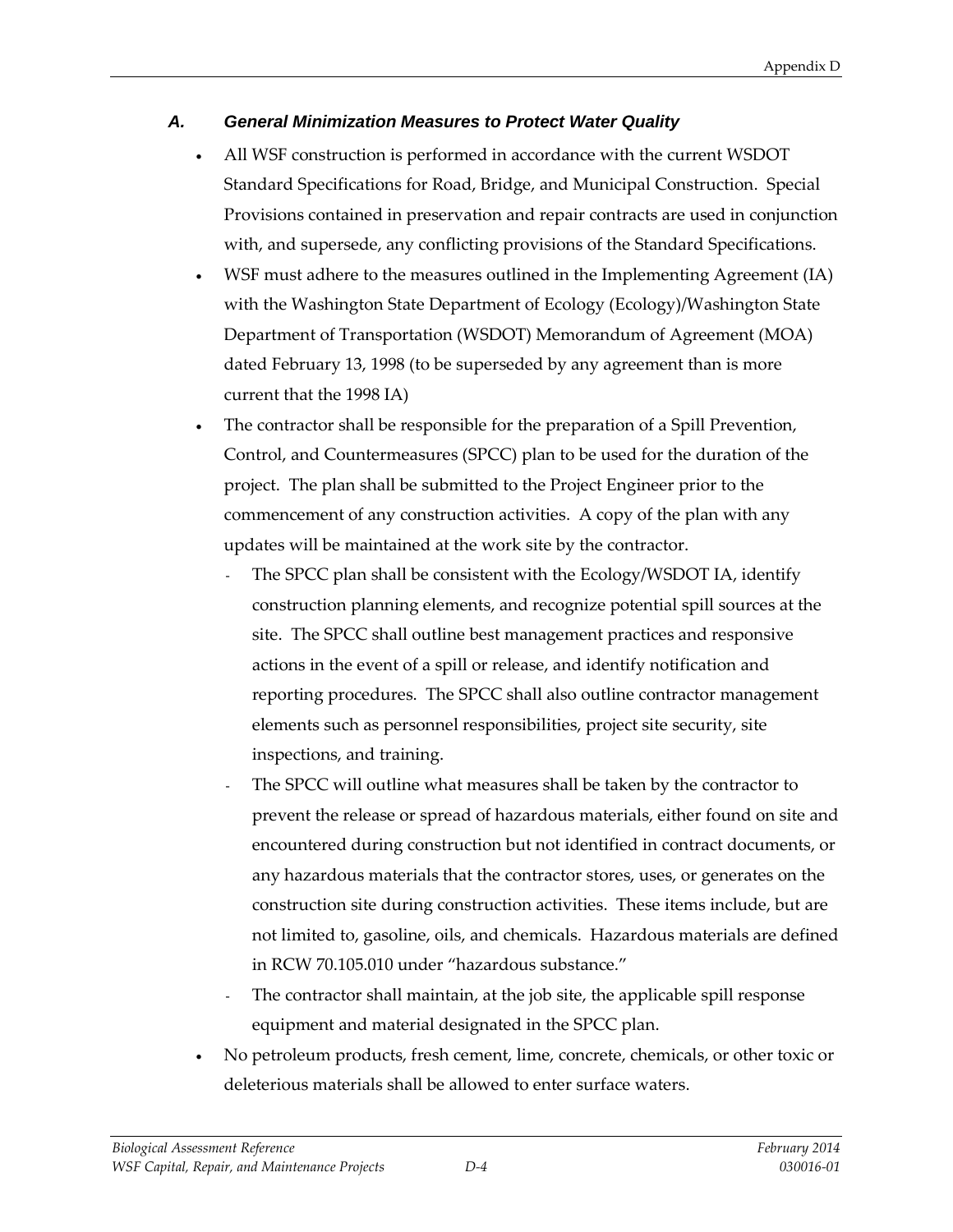### A. General Minimization Measures to Protect Water Quality

- All WSF construction is performed in accordance with the current WSDOT Standard Specifications for Road, Bridge, and Municipal Construction. Special Provisions contained in preservation and repair contracts are used in conjunction with, and supersede, any conflicting provisions of the Standard Specifications.
- WSF must adhere to the measures outlined in the Implementing Agreement (IA) with the Washington State Department of Ecology (Ecology)/Washington State Department of Transportation (WSDOT) Memorandum of Agreement (MOA) dated February 13, 1998 (to be superseded by any agreement than is more current that the 1998 IA)
- The contractor shall be responsible for the preparation of a Spill Prevention, Control, and Countermeasures (SPCC) plan to be used for the duration of the project. The plan shall be submitted to the Project Engineer prior to the commencement of any construction activities. A copy of the plan with any updates will be maintained at the work site by the contractor.
  - The SPCC plan shall be consistent with the Ecology/WSDOT IA, identify construction planning elements, and recognize potential spill sources at the site. The SPCC shall outline best management practices and responsive actions in the event of a spill or release, and identify notification and reporting procedures. The SPCC shall also outline contractor management elements such as personnel responsibilities, project site security, site inspections, and training.
  - The SPCC will outline what measures shall be taken by the contractor to prevent the release or spread of hazardous materials, either found on site and encountered during construction but not identified in contract documents, or any hazardous materials that the contractor stores, uses, or generates on the construction site during construction activities. These items include, but are not limited to, gasoline, oils, and chemicals. Hazardous materials are defined in RCW 70.105.010 under "hazardous substance."
  - The contractor shall maintain, at the job site, the applicable spill response equipment and material designated in the SPCC plan.
- No petroleum products, fresh cement, lime, concrete, chemicals, or other toxic or deleterious materials shall be allowed to enter surface waters.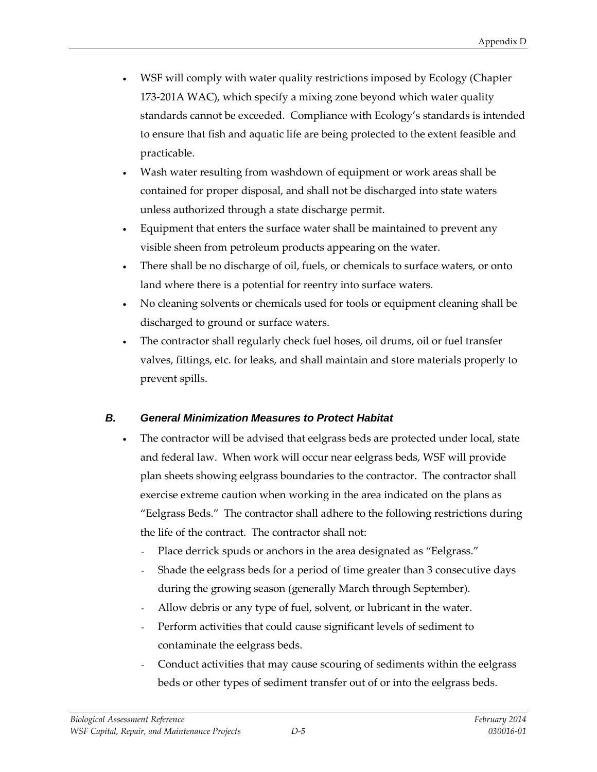- WSF will comply with water quality restrictions imposed by Ecology (Chapter 173-201A WAC), which specify a mixing zone beyond which water quality standards cannot be exceeded. Compliance with Ecology's standards is intended to ensure that fish and aquatic life are being protected to the extent feasible and practicable.
- Wash water resulting from washdown of equipment or work areas shall be contained for proper disposal, and shall not be discharged into state waters unless authorized through a state discharge permit.
- Equipment that enters the surface water shall be maintained to prevent any visible sheen from petroleum products appearing on the water.
- There shall be no discharge of oil, fuels, or chemicals to surface waters, or onto land where there is a potential for reentry into surface waters.
- No cleaning solvents or chemicals used for tools or equipment cleaning shall be discharged to ground or surface waters.
- The contractor shall regularly check fuel hoses, oil drums, oil or fuel transfer valves, fittings, etc. for leaks, and shall maintain and store materials properly to prevent spills.

### *B. General Minimization Measures to Protect Habitat*

- The contractor will be advised that eelgrass beds are protected under local, state and federal law. When work will occur near eelgrass beds, WSF will provide plan sheets showing eelgrass boundaries to the contractor. The contractor shall exercise extreme caution when working in the area indicated on the plans as "Eelgrass Beds." The contractor shall adhere to the following restrictions during the life of the contract. The contractor shall not:
  - Place derrick spuds or anchors in the area designated as "Eelgrass."
  - Shade the eelgrass beds for a period of time greater than 3 consecutive days during the growing season (generally March through September).
  - Allow debris or any type of fuel, solvent, or lubricant in the water.
  - Perform activities that could cause significant levels of sediment to contaminate the eelgrass beds.
  - Conduct activities that may cause scouring of sediments within the eelgrass beds or other types of sediment transfer out of or into the eelgrass beds.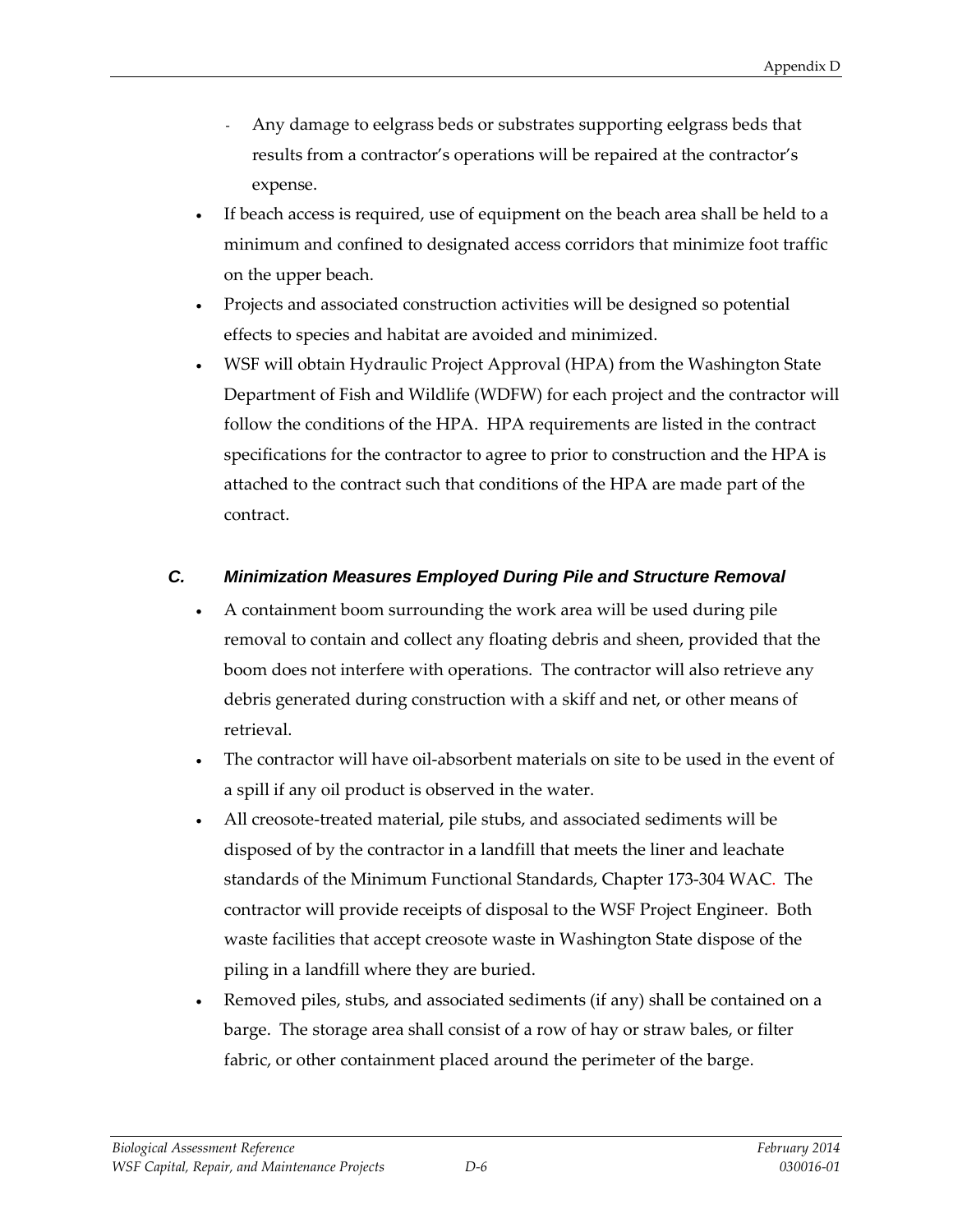- Any damage to eelgrass beds or substrates supporting eelgrass beds that results from a contractor's operations will be repaired at the contractor's expense.

- If beach access is required, use of equipment on the beach area shall be held to a minimum and confined to designated access corridors that minimize foot traffic on the upper beach.
- Projects and associated construction activities will be designed so potential effects to species and habitat are avoided and minimized.
- WSF will obtain Hydraulic Project Approval (HPA) from the Washington State Department of Fish and Wildlife (WDFW) for each project and the contractor will follow the conditions of the HPA. HPA requirements are listed in the contract specifications for the contractor to agree to prior to construction and the HPA is attached to the contract such that conditions of the HPA are made part of the contract.

### C. Minimization Measures Employed During Pile and Structure Removal

- A containment boom surrounding the work area will be used during pile removal to contain and collect any floating debris and sheen, provided that the boom does not interfere with operations. The contractor will also retrieve any debris generated during construction with a skiff and net, or other means of retrieval.
- The contractor will have oil-absorbent materials on site to be used in the event of a spill if any oil product is observed in the water.
- All creosote-treated material, pile stubs, and associated sediments will be disposed of by the contractor in a landfill that meets the liner and leachate standards of the Minimum Functional Standards, Chapter 173-304 WAC. The contractor will provide receipts of disposal to the WSF Project Engineer. Both waste facilities that accept creosote waste in Washington State dispose of the piling in a landfill where they are buried.
- Removed piles, stubs, and associated sediments (if any) shall be contained on a barge. The storage area shall consist of a row of hay or straw bales, or filter fabric, or other containment placed around the perimeter of the barge.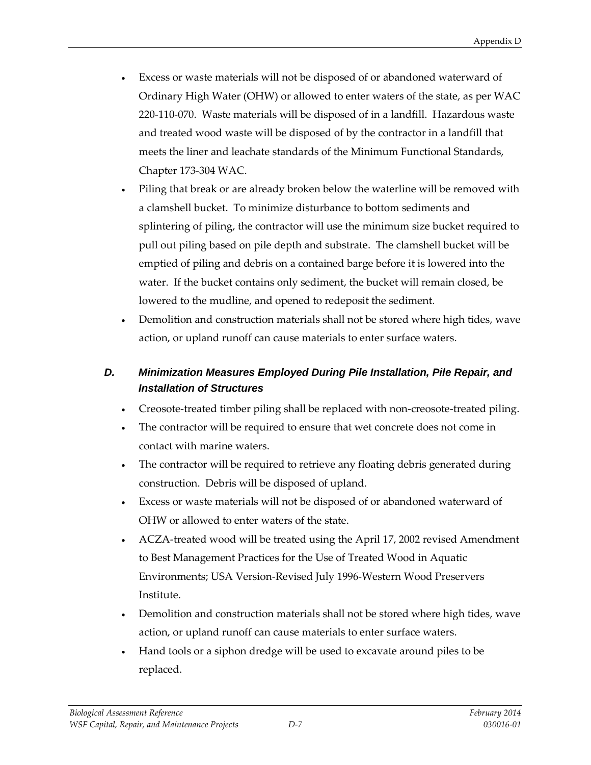- Excess or waste materials will not be disposed of or abandoned waterward of Ordinary High Water (OHW) or allowed to enter waters of the state, as per WAC 220-110-070. Waste materials will be disposed of in a landfill. Hazardous waste and treated wood waste will be disposed of by the contractor in a landfill that meets the liner and leachate standards of the Minimum Functional Standards, Chapter 173-304 WAC.
- Piling that break or are already broken below the waterline will be removed with a clamshell bucket. To minimize disturbance to bottom sediments and splintering of piling, the contractor will use the minimum size bucket required to pull out piling based on pile depth and substrate. The clamshell bucket will be emptied of piling and debris on a contained barge before it is lowered into the water. If the bucket contains only sediment, the bucket will remain closed, be lowered to the mudline, and opened to redeposit the sediment.
- Demolition and construction materials shall not be stored where high tides, wave action, or upland runoff can cause materials to enter surface waters.

### D. Minimization Measures Employed During Pile Installation, Pile Repair, and Installation of Structures

- Creosote-treated timber piling shall be replaced with non-creosote-treated piling.
- The contractor will be required to ensure that wet concrete does not come in contact with marine waters.
- The contractor will be required to retrieve any floating debris generated during construction. Debris will be disposed of upland.
- Excess or waste materials will not be disposed of or abandoned waterward of OHW or allowed to enter waters of the state.
- ACZA-treated wood will be treated using the April 17, 2002 revised Amendment to Best Management Practices for the Use of Treated Wood in Aquatic Environments; USA Version-Revised July 1996-Western Wood Preservers Institute.
- Demolition and construction materials shall not be stored where high tides, wave action, or upland runoff can cause materials to enter surface waters.
- Hand tools or a siphon dredge will be used to excavate around piles to be replaced.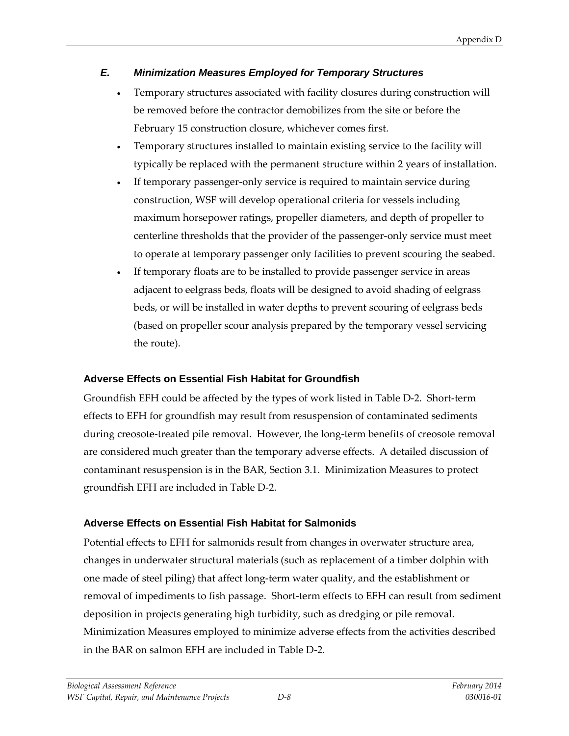### *E. Minimization Measures Employed for Temporary Structures*

- Temporary structures associated with facility closures during construction will be removed before the contractor demobilizes from the site or before the February 15 construction closure, whichever comes first.
- Temporary structures installed to maintain existing service to the facility will typically be replaced with the permanent structure within 2 years of installation.
- If temporary passenger-only service is required to maintain service during construction, WSF will develop operational criteria for vessels including maximum horsepower ratings, propeller diameters, and depth of propeller to centerline thresholds that the provider of the passenger-only service must meet to operate at temporary passenger only facilities to prevent scouring the seabed.
- If temporary floats are to be installed to provide passenger service in areas adjacent to eelgrass beds, floats will be designed to avoid shading of eelgrass beds, or will be installed in water depths to prevent scouring of eelgrass beds (based on propeller scour analysis prepared by the temporary vessel servicing the route).

#### Adverse Effects on Essential Fish Habitat for Groundfish

Groundfish EFH could be affected by the types of work listed in Table D-2. Short-term effects to EFH for groundfish may result from resuspension of contaminated sediments during creosote-treated pile removal. However, the long-term benefits of creosote removal are considered much greater than the temporary adverse effects. A detailed discussion of contaminant resuspension is in the BAR, Section 3.1. Minimization Measures to protect groundfish EFH are included in Table D-2.

#### Adverse Effects on Essential Fish Habitat for Salmonids

Potential effects to EFH for salmonids result from changes in overwater structure area, changes in underwater structural materials (such as replacement of a timber dolphin with one made of steel piling) that affect long-term water quality, and the establishment or removal of impediments to fish passage. Short-term effects to EFH can result from sediment deposition in projects generating high turbidity, such as dredging or pile removal. Minimization Measures employed to minimize adverse effects from the activities described in the BAR on salmon EFH are included in Table D-2.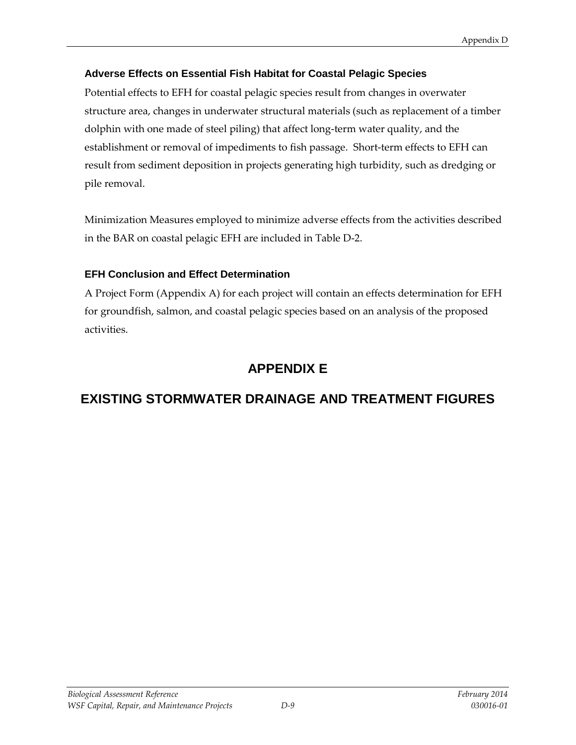### Adverse Effects on Essential Fish Habitat for Coastal Pelagic Species

Potential effects to EFH for coastal pelagic species result from changes in overwater structure area, changes in underwater structural materials (such as replacement of a timber dolphin with one made of steel piling) that affect long-term water quality, and the establishment or removal of impediments to fish passage. Short-term effects to EFH can result from sediment deposition in projects generating high turbidity, such as dredging or pile removal.

Minimization Measures employed to minimize adverse effects from the activities described in the BAR on coastal pelagic EFH are included in Table D-2.

### EFH Conclusion and Effect Determination

A Project Form (Appendix A) for each project will contain an effects determination for EFH for groundfish, salmon, and coastal pelagic species based on an analysis of the proposed activities.

# APPENDIX E

# EXISTING STORMWATER DRAINAGE AND TREATMENT FIGURES